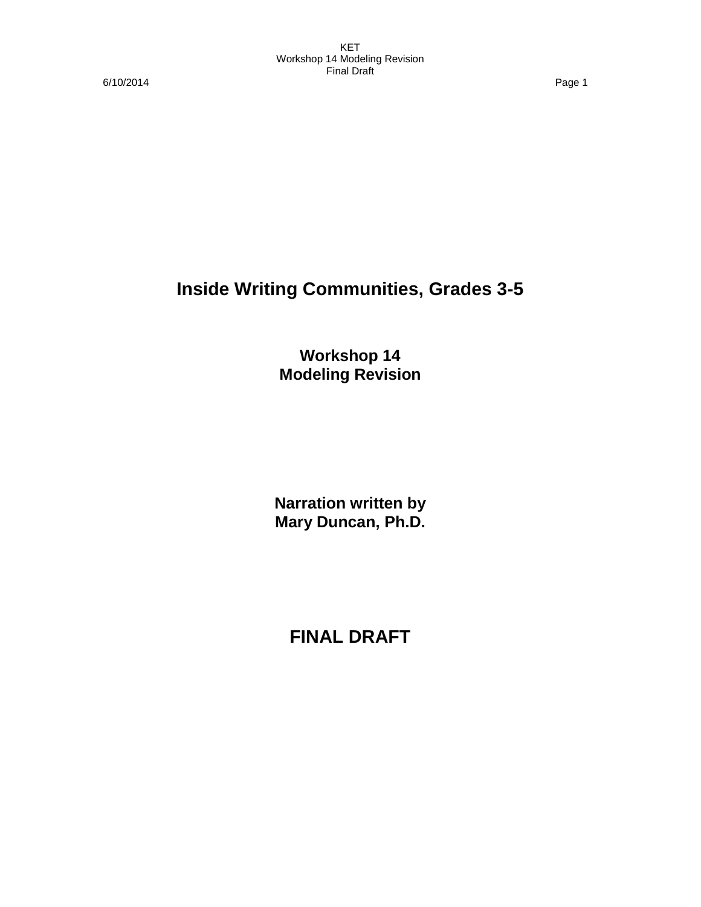# Inside Writing Communities, Grades 3-5

## Workshop 14
## Modeling Revision

**Narration written by**
**Mary Duncan, Ph.D.**

## FINAL DRAFT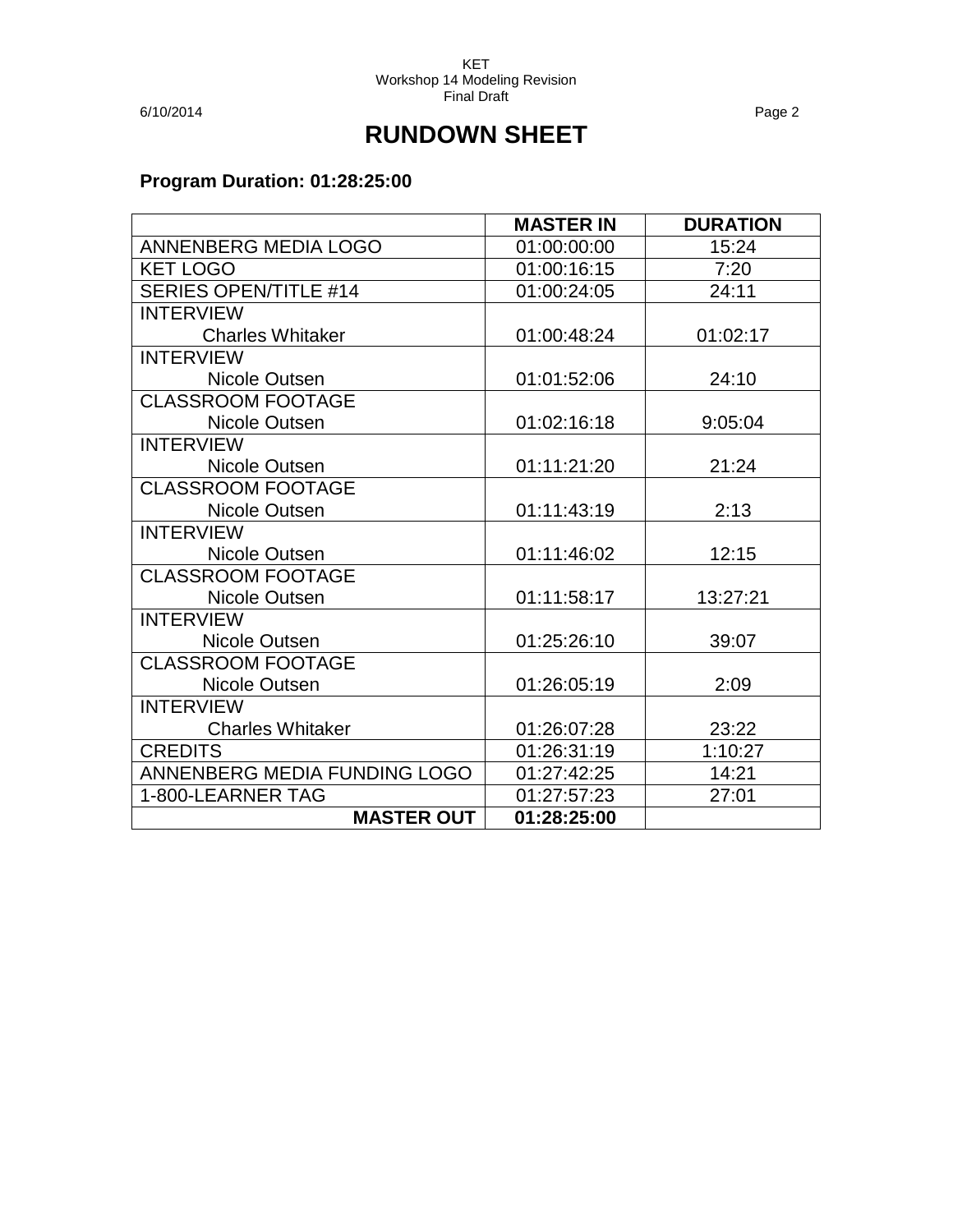# RUNDOWN SHEET

**Program Duration: 01:28:25:00**

| | MASTER IN | DURATION |
|---|---|---|
| ANNENBERG MEDIA LOGO | 01:00:00:00 | 15:24 |
| KET LOGO | 01:00:16:15 | 7:20 |
| SERIES OPEN/TITLE #14 | 01:00:24:05 | 24:11 |
| INTERVIEW<br>Charles Whitaker | 01:00:48:24 | 01:02:17 |
| INTERVIEW<br>Nicole Outsen | 01:01:52:06 | 24:10 |
| CLASSROOM FOOTAGE<br>Nicole Outsen | 01:02:16:18 | 9:05:04 |
| INTERVIEW<br>Nicole Outsen | 01:11:21:20 | 21:24 |
| CLASSROOM FOOTAGE<br>Nicole Outsen | 01:11:43:19 | 2:13 |
| INTERVIEW<br>Nicole Outsen | 01:11:46:02 | 12:15 |
| CLASSROOM FOOTAGE<br>Nicole Outsen | 01:11:58:17 | 13:27:21 |
| INTERVIEW<br>Nicole Outsen | 01:25:26:10 | 39:07 |
| CLASSROOM FOOTAGE<br>Nicole Outsen | 01:26:05:19 | 2:09 |
| INTERVIEW<br>Charles Whitaker | 01:26:07:28 | 23:22 |
| CREDITS | 01:26:31:19 | 1:10:27 |
| ANNENBERG MEDIA FUNDING LOGO | 01:27:42:25 | 14:21 |
| 1-800-LEARNER TAG | 01:27:57:23 | 27:01 |
| **MASTER OUT** | **01:28:25:00** | |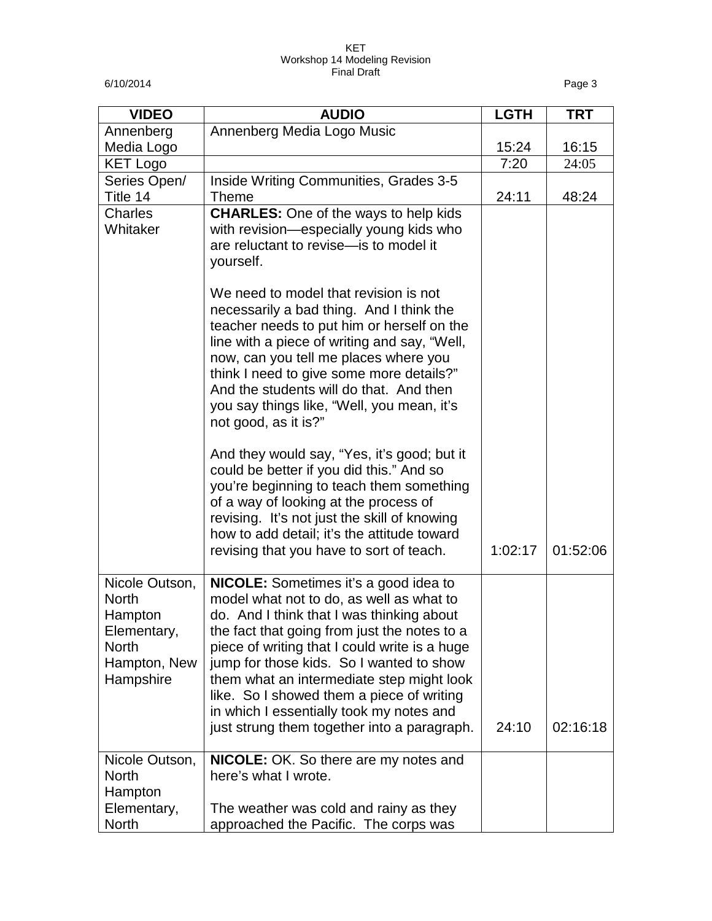| VIDEO | AUDIO | LGTH | TRT |
|---|---|---|---|
| Annenberg Media Logo | Annenberg Media Logo Music | 15:24 | 16:15 |
| KET Logo | | 7:20 | 24:05 |
| Series Open/ Title 14 | Inside Writing Communities, Grades 3-5 Theme | 24:11 | 48:24 |
| Charles Whitaker | **CHARLES:** One of the ways to help kids with revision—especially young kids who are reluctant to revise—is to model it yourself.<br><br>We need to model that revision is not necessarily a bad thing. And I think the teacher needs to put him or herself on the line with a piece of writing and say, "Well, now, can you tell me places where you think I need to give some more details?" And the students will do that. And then you say things like, "Well, you mean, it's not good, as it is?"<br><br>And they would say, "Yes, it's good; but it could be better if you did this." And so you're beginning to teach them something of a way of looking at the process of revising. It's not just the skill of knowing how to add detail; it's the attitude toward revising that you have to sort of teach. | 1:02:17 | 01:52:06 |
| Nicole Outson, North Hampton Elementary, North Hampton, New Hampshire | **NICOLE:** Sometimes it's a good idea to model what not to do, as well as what to do. And I think that I was thinking about the fact that going from just the notes to a piece of writing that I could write is a huge jump for those kids. So I wanted to show them what an intermediate step might look like. So I showed them a piece of writing in which I essentially took my notes and just strung them together into a paragraph. | 24:10 | 02:16:18 |
| Nicole Outson, North Hampton Elementary, North | **NICOLE:** OK. So there are my notes and here's what I wrote.<br><br>The weather was cold and rainy as they approached the Pacific. The corps was | | |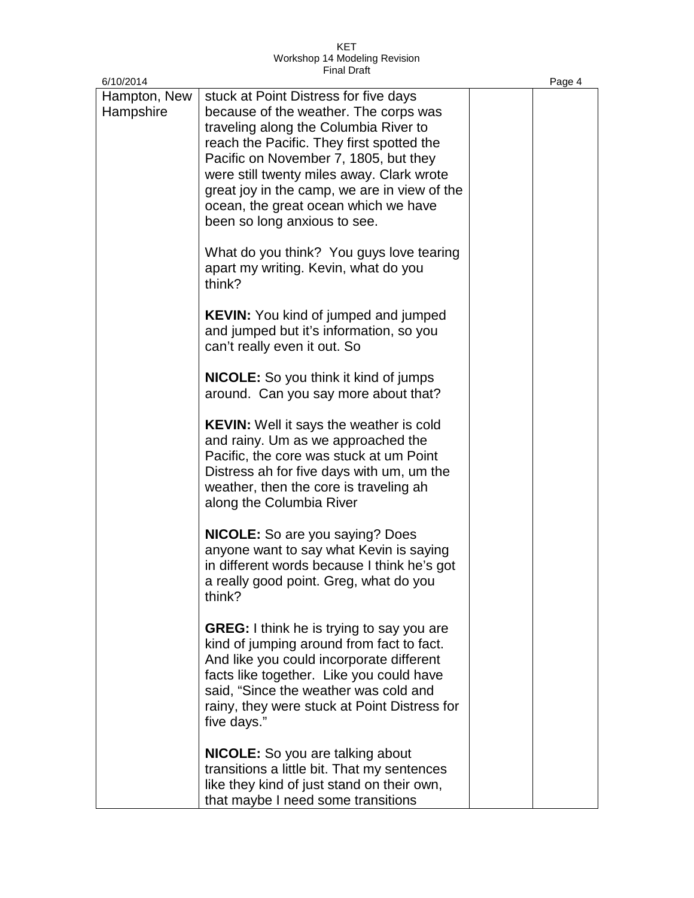| | | | |
|---|---|---|---|
| Hampton, New Hampshire | stuck at Point Distress for five days because of the weather. The corps was traveling along the Columbia River to reach the Pacific. They first spotted the Pacific on November 7, 1805, but they were still twenty miles away. Clark wrote great joy in the camp, we are in view of the ocean, the great ocean which we have been so long anxious to see.<br><br>What do you think? You guys love tearing apart my writing. Kevin, what do you think?<br><br>**KEVIN:** You kind of jumped and jumped and jumped but it's information, so you can't really even it out. So<br><br>**NICOLE:** So you think it kind of jumps around. Can you say more about that?<br><br>**KEVIN:** Well it says the weather is cold and rainy. Um as we approached the Pacific, the core was stuck at um Point Distress ah for five days with um, um the weather, then the core is traveling ah along the Columbia River<br><br>**NICOLE:** So are you saying? Does anyone want to say what Kevin is saying in different words because I think he's got a really good point. Greg, what do you think?<br><br>**GREG:** I think he is trying to say you are kind of jumping around from fact to fact. And like you could incorporate different facts like together. Like you could have said, "Since the weather was cold and rainy, they were stuck at Point Distress for five days."<br><br>**NICOLE:** So you are talking about transitions a little bit. That my sentences like they kind of just stand on their own, that maybe I need some transitions | | |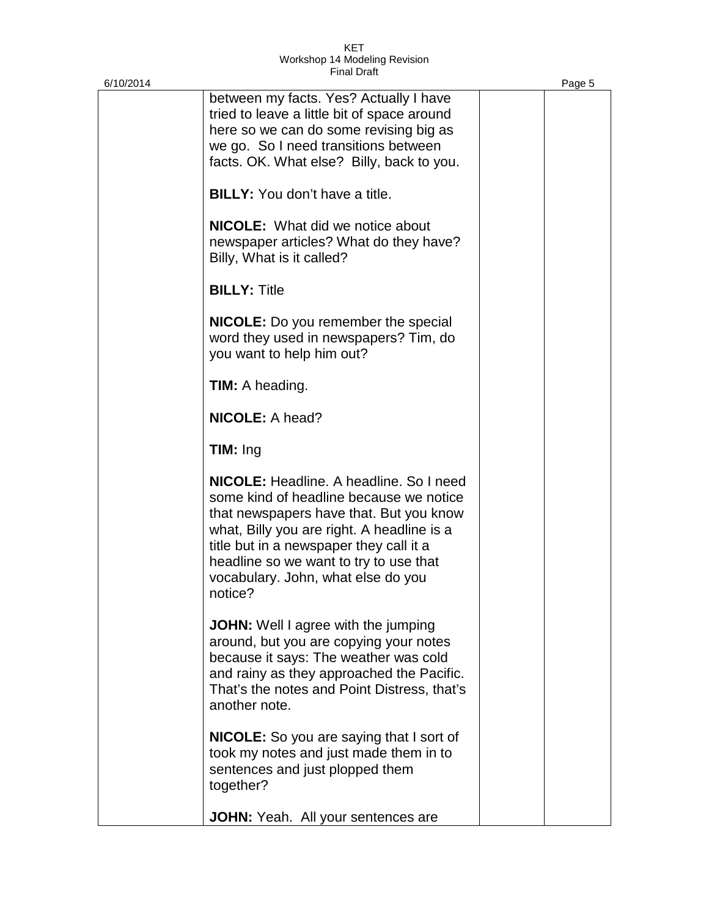between my facts. Yes? Actually I have tried to leave a little bit of space around here so we can do some revising big as we go. So I need transitions between facts. OK. What else? Billy, back to you.

**BILLY:** You don't have a title.

**NICOLE:** What did we notice about newspaper articles? What do they have? Billy, What is it called?

**BILLY:** Title

**NICOLE:** Do you remember the special word they used in newspapers? Tim, do you want to help him out?

**TIM:** A heading.

**NICOLE:** A head?

**TIM:** Ing

**NICOLE:** Headline. A headline. So I need some kind of headline because we notice that newspapers have that. But you know what, Billy you are right. A headline is a title but in a newspaper they call it a headline so we want to try to use that vocabulary. John, what else do you notice?

**JOHN:** Well I agree with the jumping around, but you are copying your notes because it says: The weather was cold and rainy as they approached the Pacific. That's the notes and Point Distress, that's another note.

**NICOLE:** So you are saying that I sort of took my notes and just made them in to sentences and just plopped them together?

**JOHN:** Yeah. All your sentences are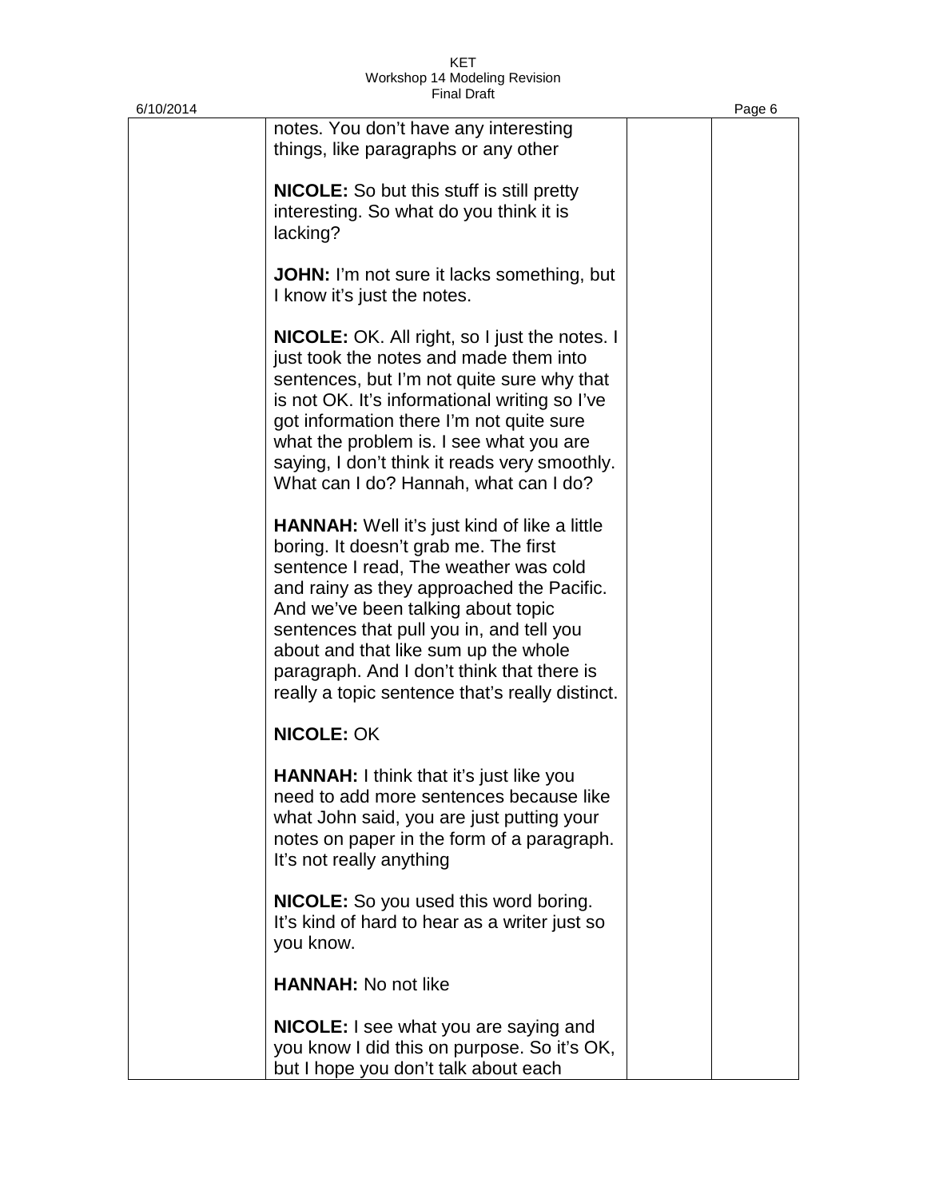| | | | |
|---|---|---|---|
| | notes. You don't have any interesting things, like paragraphs or any other<br><br>**NICOLE:** So but this stuff is still pretty interesting. So what do you think it is lacking?<br><br>**JOHN:** I'm not sure it lacks something, but I know it's just the notes.<br><br>**NICOLE:** OK. All right, so I just the notes. I just took the notes and made them into sentences, but I'm not quite sure why that is not OK. It's informational writing so I've got information there I'm not quite sure what the problem is. I see what you are saying, I don't think it reads very smoothly. What can I do? Hannah, what can I do?<br><br>**HANNAH:** Well it's just kind of like a little boring. It doesn't grab me. The first sentence I read, The weather was cold and rainy as they approached the Pacific. And we've been talking about topic sentences that pull you in, and tell you about and that like sum up the whole paragraph. And I don't think that there is really a topic sentence that's really distinct.<br><br>**NICOLE:** OK<br><br>**HANNAH:** I think that it's just like you need to add more sentences because like what John said, you are just putting your notes on paper in the form of a paragraph. It's not really anything<br><br>**NICOLE:** So you used this word boring. It's kind of hard to hear as a writer just so you know.<br><br>**HANNAH:** No not like<br><br>**NICOLE:** I see what you are saying and you know I did this on purpose. So it's OK, but I hope you don't talk about each | | |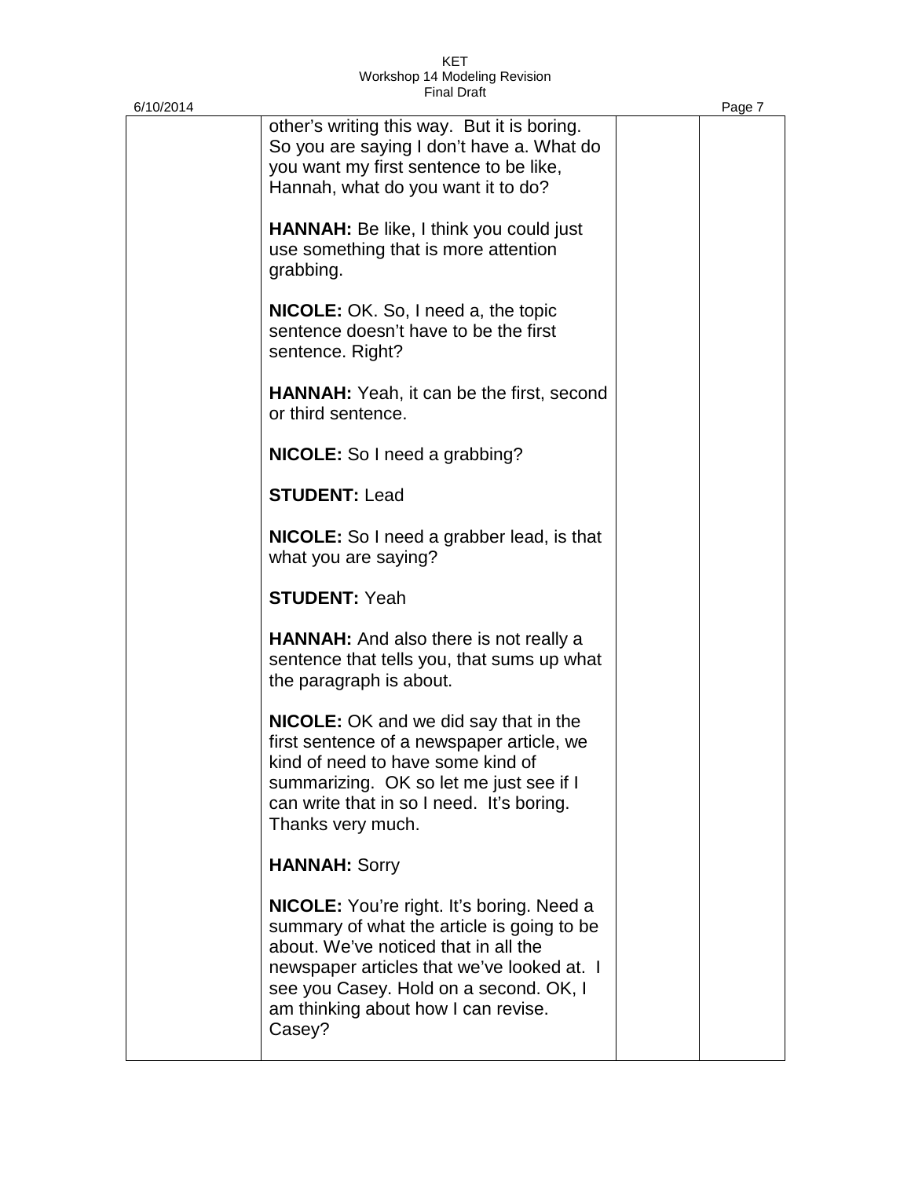| | | | |
|---|---|---|---|
| | other's writing this way. But it is boring. So you are saying I don't have a. What do you want my first sentence to be like, Hannah, what do you want it to do?<br><br>**HANNAH:** Be like, I think you could just use something that is more attention grabbing.<br><br>**NICOLE:** OK. So, I need a, the topic sentence doesn't have to be the first sentence. Right?<br><br>**HANNAH:** Yeah, it can be the first, second or third sentence.<br><br>**NICOLE:** So I need a grabbing?<br><br>**STUDENT:** Lead<br><br>**NICOLE:** So I need a grabber lead, is that what you are saying?<br><br>**STUDENT:** Yeah<br><br>**HANNAH:** And also there is not really a sentence that tells you, that sums up what the paragraph is about.<br><br>**NICOLE:** OK and we did say that in the first sentence of a newspaper article, we kind of need to have some kind of summarizing. OK so let me just see if I can write that in so I need. It's boring. Thanks very much.<br><br>**HANNAH:** Sorry<br><br>**NICOLE:** You're right. It's boring. Need a summary of what the article is going to be about. We've noticed that in all the newspaper articles that we've looked at. I see you Casey. Hold on a second. OK, I am thinking about how I can revise. Casey? | | |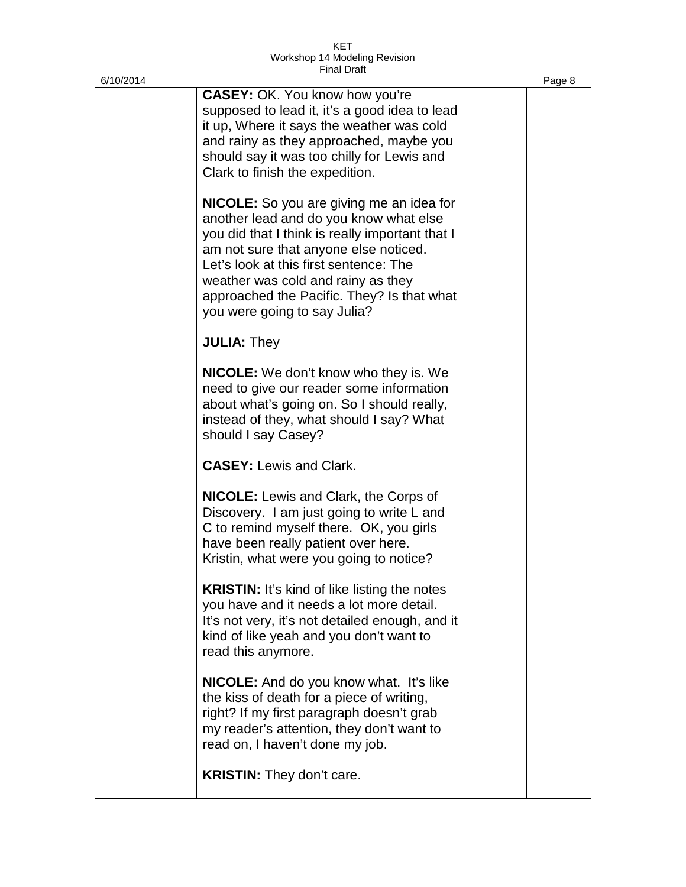**CASEY:** OK. You know how you're supposed to lead it, it's a good idea to lead it up, Where it says the weather was cold and rainy as they approached, maybe you should say it was too chilly for Lewis and Clark to finish the expedition.

**NICOLE:** So you are giving me an idea for another lead and do you know what else you did that I think is really important that I am not sure that anyone else noticed. Let's look at this first sentence: The weather was cold and rainy as they approached the Pacific. They? Is that what you were going to say Julia?

**JULIA:** They

**NICOLE:** We don't know who they is. We need to give our reader some information about what's going on. So I should really, instead of they, what should I say? What should I say Casey?

**CASEY:** Lewis and Clark.

**NICOLE:** Lewis and Clark, the Corps of Discovery. I am just going to write L and C to remind myself there. OK, you girls have been really patient over here. Kristin, what were you going to notice?

**KRISTIN:** It's kind of like listing the notes you have and it needs a lot more detail. It's not very, it's not detailed enough, and it kind of like yeah and you don't want to read this anymore.

**NICOLE:** And do you know what. It's like the kiss of death for a piece of writing, right? If my first paragraph doesn't grab my reader's attention, they don't want to read on, I haven't done my job.

**KRISTIN:** They don't care.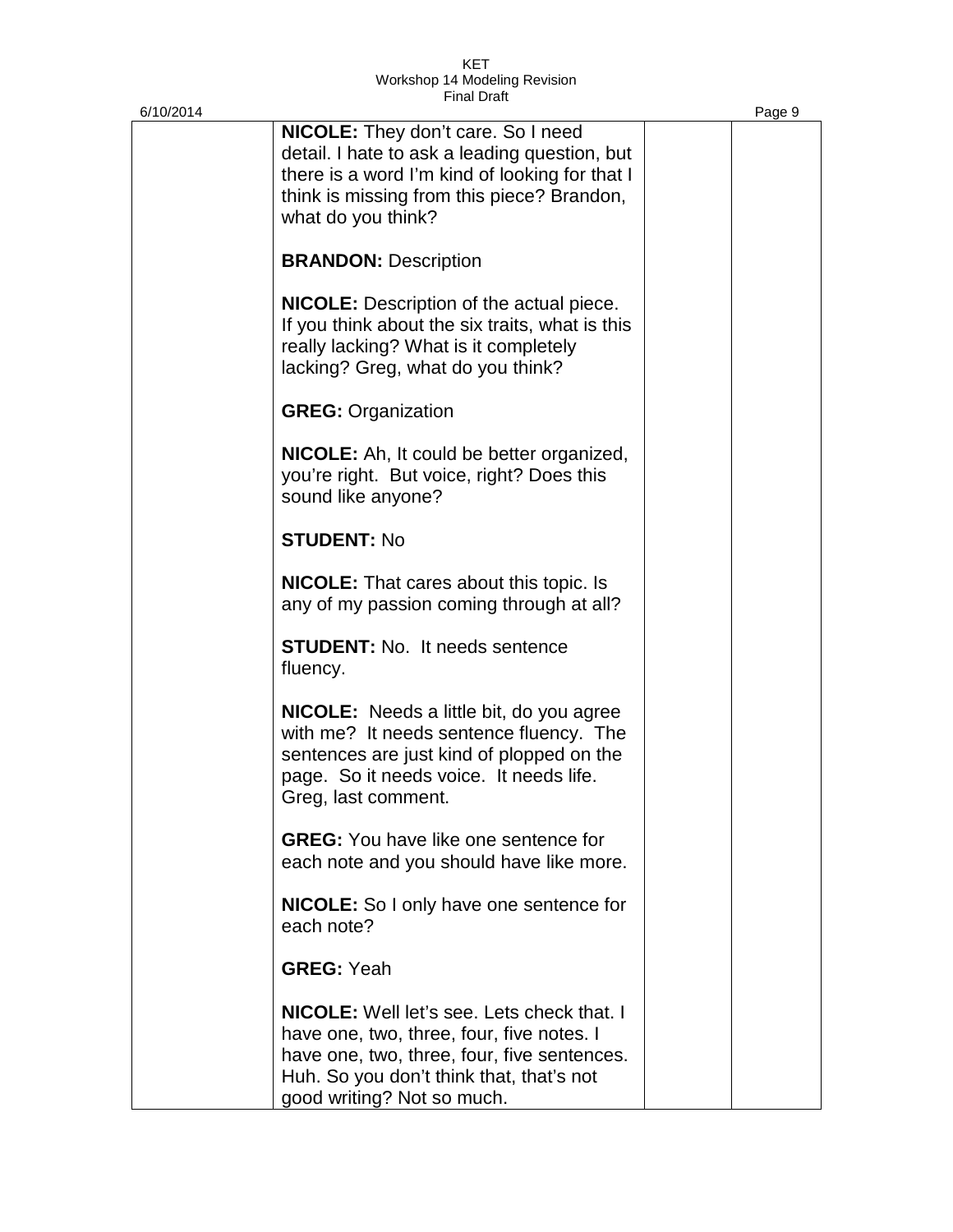| | | | |
|---|---|---|---|
| | **NICOLE:** They don't care. So I need detail. I hate to ask a leading question, but there is a word I'm kind of looking for that I think is missing from this piece? Brandon, what do you think?<br><br>**BRANDON:** Description<br><br>**NICOLE:** Description of the actual piece. If you think about the six traits, what is this really lacking? What is it completely lacking? Greg, what do you think?<br><br>**GREG:** Organization<br><br>**NICOLE:** Ah, It could be better organized, you're right. But voice, right? Does this sound like anyone?<br><br>**STUDENT:** No<br><br>**NICOLE:** That cares about this topic. Is any of my passion coming through at all?<br><br>**STUDENT:** No. It needs sentence fluency.<br><br>**NICOLE:** Needs a little bit, do you agree with me? It needs sentence fluency. The sentences are just kind of plopped on the page. So it needs voice. It needs life. Greg, last comment.<br><br>**GREG:** You have like one sentence for each note and you should have like more.<br><br>**NICOLE:** So I only have one sentence for each note?<br><br>**GREG:** Yeah<br><br>**NICOLE:** Well let's see. Lets check that. I have one, two, three, four, five notes. I have one, two, three, four, five sentences. Huh. So you don't think that, that's not good writing? Not so much. | | |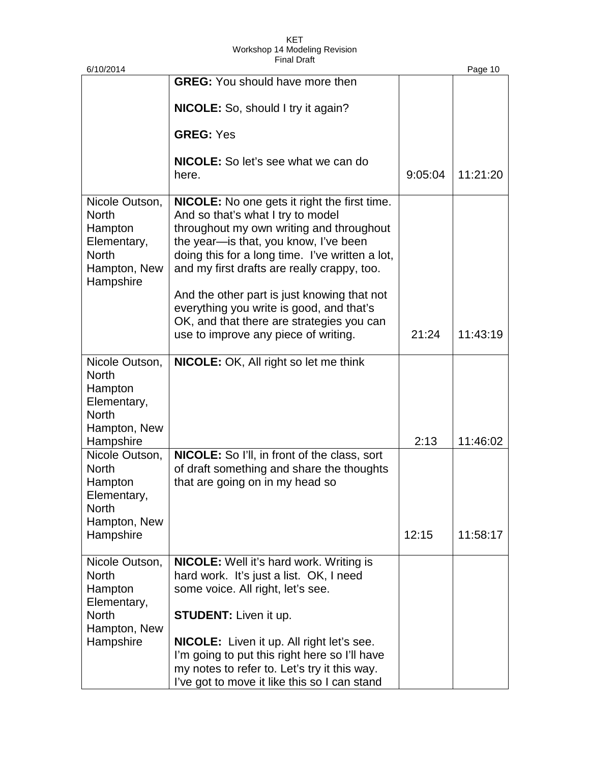| | | | |
|---|---|---|---|
| | **GREG:** You should have more then<br><br>**NICOLE:** So, should I try it again?<br><br>**GREG:** Yes<br><br>**NICOLE:** So let's see what we can do here. | 9:05:04 | 11:21:20 |
| Nicole Outson, North Hampton Elementary, North Hampton, New Hampshire | **NICOLE:** No one gets it right the first time. And so that's what I try to model throughout my own writing and throughout the year—is that, you know, I've been doing this for a long time. I've written a lot, and my first drafts are really crappy, too.<br><br>And the other part is just knowing that not everything you write is good, and that's OK, and that there are strategies you can use to improve any piece of writing. | 21:24 | 11:43:19 |
| Nicole Outson, North Hampton Elementary, North Hampton, New Hampshire | **NICOLE:** OK, All right so let me think | 2:13 | 11:46:02 |
| Nicole Outson, North Hampton Elementary, North Hampton, New Hampshire | **NICOLE:** So I'll, in front of the class, sort of draft something and share the thoughts that are going on in my head so | 12:15 | 11:58:17 |
| Nicole Outson, North Hampton Elementary, North Hampton, New Hampshire | **NICOLE:** Well it's hard work. Writing is hard work. It's just a list. OK, I need some voice. All right, let's see.<br><br>**STUDENT:** Liven it up.<br><br>**NICOLE:** Liven it up. All right let's see. I'm going to put this right here so I'll have my notes to refer to. Let's try it this way. I've got to move it like this so I can stand | | |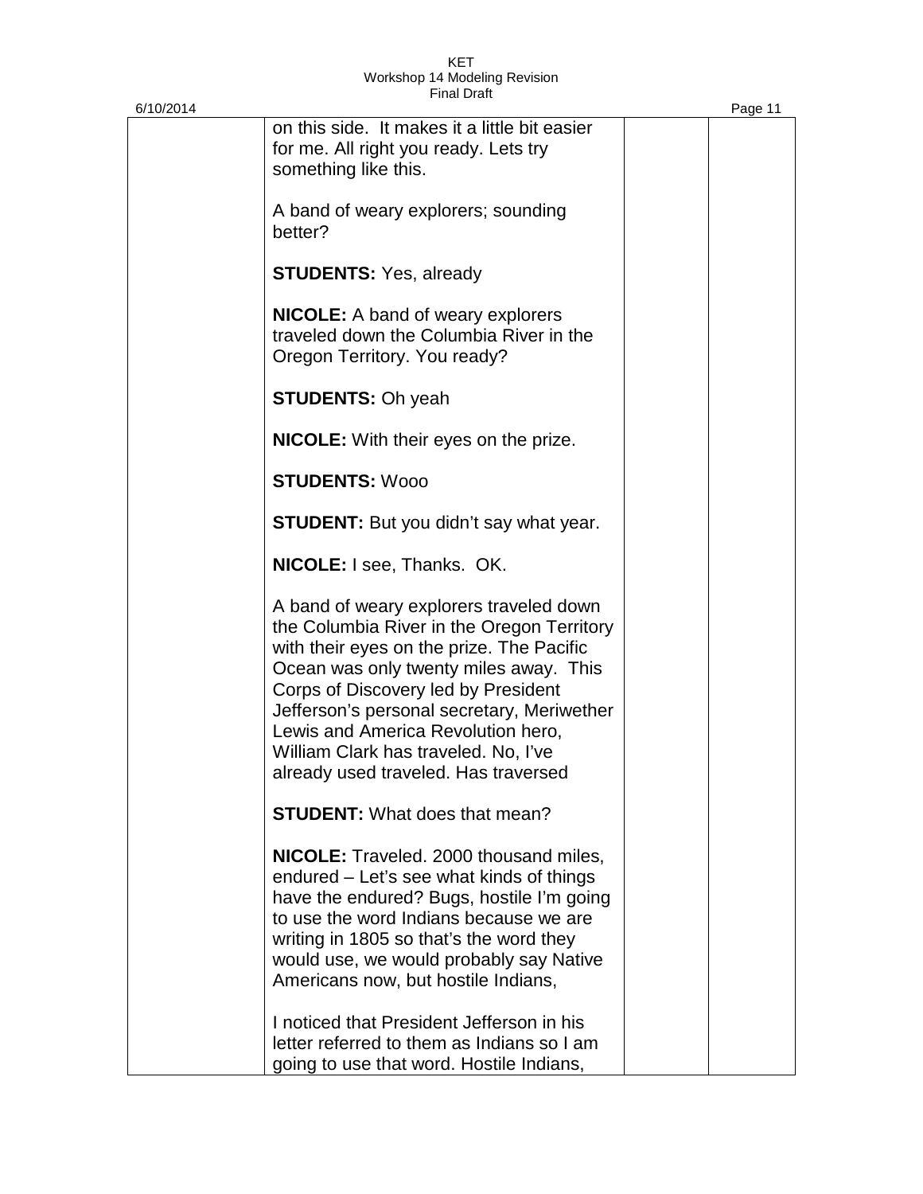on this side. It makes it a little bit easier for me. All right you ready. Lets try something like this.

A band of weary explorers; sounding better?

**STUDENTS:** Yes, already

**NICOLE:** A band of weary explorers traveled down the Columbia River in the Oregon Territory. You ready?

**STUDENTS:** Oh yeah

**NICOLE:** With their eyes on the prize.

**STUDENTS:** Wooo

**STUDENT:** But you didn't say what year.

**NICOLE:** I see, Thanks. OK.

A band of weary explorers traveled down the Columbia River in the Oregon Territory with their eyes on the prize. The Pacific Ocean was only twenty miles away. This Corps of Discovery led by President Jefferson's personal secretary, Meriwether Lewis and America Revolution hero, William Clark has traveled. No, I've already used traveled. Has traversed

**STUDENT:** What does that mean?

**NICOLE:** Traveled. 2000 thousand miles, endured – Let's see what kinds of things have the endured? Bugs, hostile I'm going to use the word Indians because we are writing in 1805 so that's the word they would use, we would probably say Native Americans now, but hostile Indians,

I noticed that President Jefferson in his letter referred to them as Indians so I am going to use that word. Hostile Indians,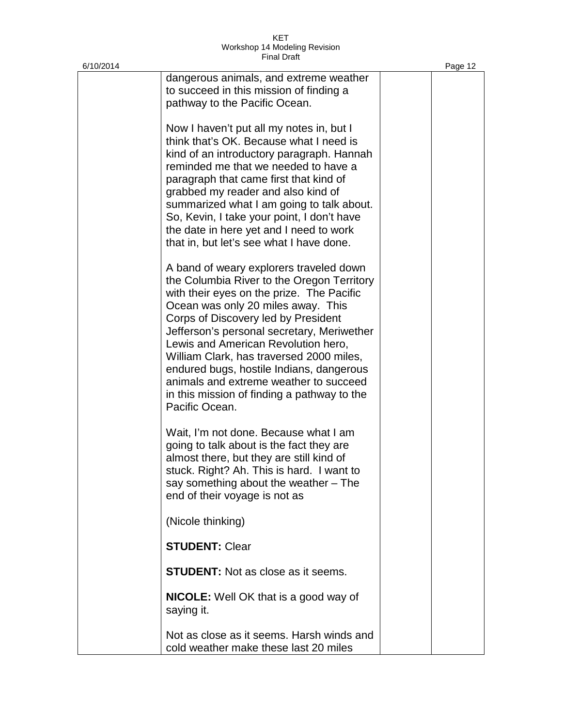dangerous animals, and extreme weather to succeed in this mission of finding a pathway to the Pacific Ocean.

Now I haven't put all my notes in, but I think that's OK. Because what I need is kind of an introductory paragraph. Hannah reminded me that we needed to have a paragraph that came first that kind of grabbed my reader and also kind of summarized what I am going to talk about. So, Kevin, I take your point, I don't have the date in here yet and I need to work that in, but let's see what I have done.

A band of weary explorers traveled down the Columbia River to the Oregon Territory with their eyes on the prize. The Pacific Ocean was only 20 miles away. This Corps of Discovery led by President Jefferson's personal secretary, Meriwether Lewis and American Revolution hero, William Clark, has traversed 2000 miles, endured bugs, hostile Indians, dangerous animals and extreme weather to succeed in this mission of finding a pathway to the Pacific Ocean.

Wait, I'm not done. Because what I am going to talk about is the fact they are almost there, but they are still kind of stuck. Right? Ah. This is hard. I want to say something about the weather – The end of their voyage is not as

(Nicole thinking)

**STUDENT:** Clear

**STUDENT:** Not as close as it seems.

**NICOLE:** Well OK that is a good way of saying it.

Not as close as it seems. Harsh winds and cold weather make these last 20 miles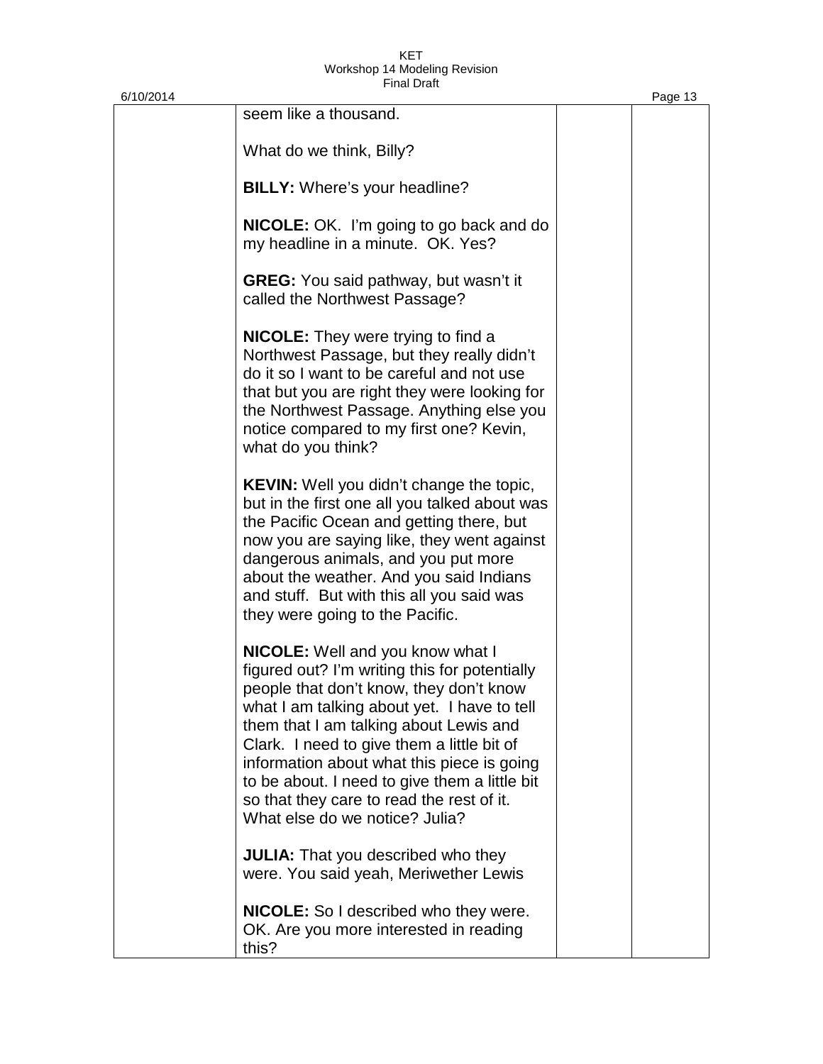seem like a thousand.

What do we think, Billy?

**BILLY:** Where's your headline?

**NICOLE:** OK. I'm going to go back and do my headline in a minute. OK. Yes?

**GREG:** You said pathway, but wasn't it called the Northwest Passage?

**NICOLE:** They were trying to find a Northwest Passage, but they really didn't do it so I want to be careful and not use that but you are right they were looking for the Northwest Passage. Anything else you notice compared to my first one? Kevin, what do you think?

**KEVIN:** Well you didn't change the topic, but in the first one all you talked about was the Pacific Ocean and getting there, but now you are saying like, they went against dangerous animals, and you put more about the weather. And you said Indians and stuff. But with this all you said was they were going to the Pacific.

**NICOLE:** Well and you know what I figured out? I'm writing this for potentially people that don't know, they don't know what I am talking about yet. I have to tell them that I am talking about Lewis and Clark. I need to give them a little bit of information about what this piece is going to be about. I need to give them a little bit so that they care to read the rest of it. What else do we notice? Julia?

**JULIA:** That you described who they were. You said yeah, Meriwether Lewis

**NICOLE:** So I described who they were. OK. Are you more interested in reading this?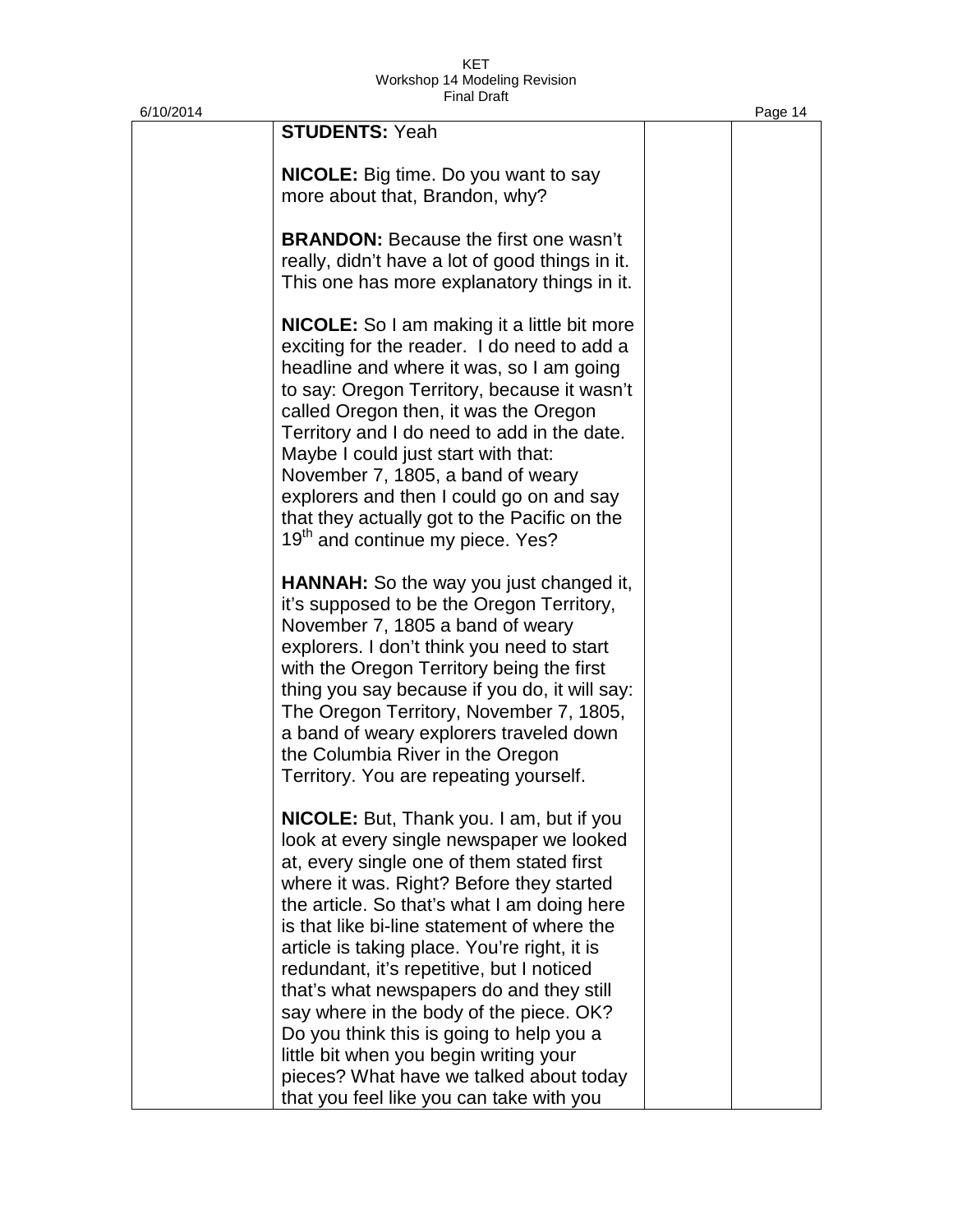**STUDENTS:** Yeah

**NICOLE:** Big time. Do you want to say more about that, Brandon, why?

**BRANDON:** Because the first one wasn't really, didn't have a lot of good things in it. This one has more explanatory things in it.

**NICOLE:** So I am making it a little bit more exciting for the reader. I do need to add a headline and where it was, so I am going to say: Oregon Territory, because it wasn't called Oregon then, it was the Oregon Territory and I do need to add in the date. Maybe I could just start with that: November 7, 1805, a band of weary explorers and then I could go on and say that they actually got to the Pacific on the 19th and continue my piece. Yes?

**HANNAH:** So the way you just changed it, it's supposed to be the Oregon Territory, November 7, 1805 a band of weary explorers. I don't think you need to start with the Oregon Territory being the first thing you say because if you do, it will say: The Oregon Territory, November 7, 1805, a band of weary explorers traveled down the Columbia River in the Oregon Territory. You are repeating yourself.

**NICOLE:** But, Thank you. I am, but if you look at every single newspaper we looked at, every single one of them stated first where it was. Right? Before they started the article. So that's what I am doing here is that like bi-line statement of where the article is taking place. You're right, it is redundant, it's repetitive, but I noticed that's what newspapers do and they still say where in the body of the piece. OK? Do you think this is going to help you a little bit when you begin writing your pieces? What have we talked about today that you feel like you can take with you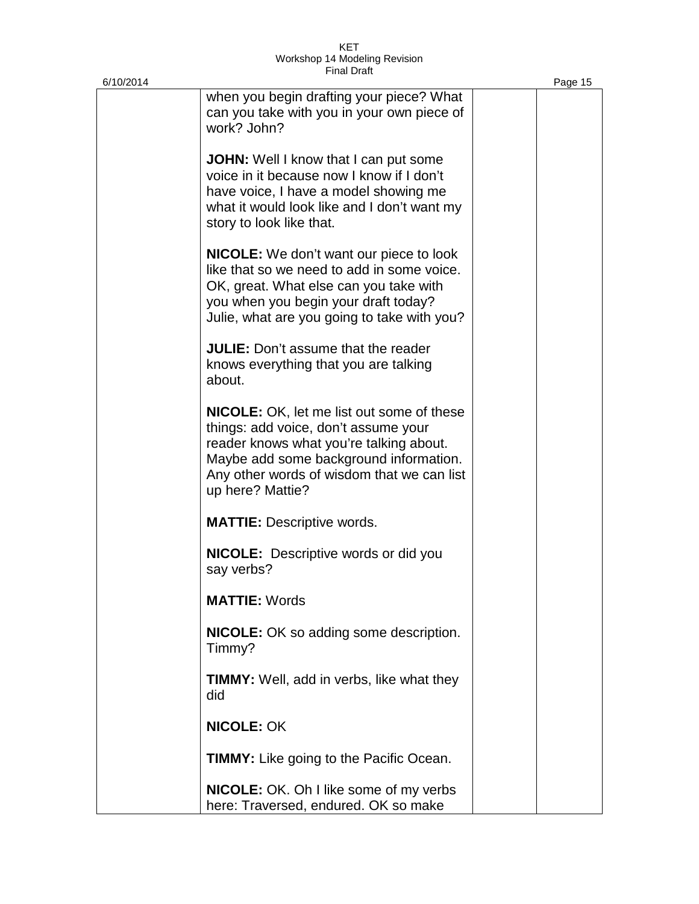when you begin drafting your piece? What can you take with you in your own piece of work? John?

**JOHN:** Well I know that I can put some voice in it because now I know if I don't have voice, I have a model showing me what it would look like and I don't want my story to look like that.

**NICOLE:** We don't want our piece to look like that so we need to add in some voice. OK, great. What else can you take with you when you begin your draft today? Julie, what are you going to take with you?

**JULIE:** Don't assume that the reader knows everything that you are talking about.

**NICOLE:** OK, let me list out some of these things: add voice, don't assume your reader knows what you're talking about. Maybe add some background information. Any other words of wisdom that we can list up here? Mattie?

**MATTIE:** Descriptive words.

**NICOLE:** Descriptive words or did you say verbs?

**MATTIE:** Words

**NICOLE:** OK so adding some description. Timmy?

**TIMMY:** Well, add in verbs, like what they did

**NICOLE:** OK

**TIMMY:** Like going to the Pacific Ocean.

**NICOLE:** OK. Oh I like some of my verbs here: Traversed, endured. OK so make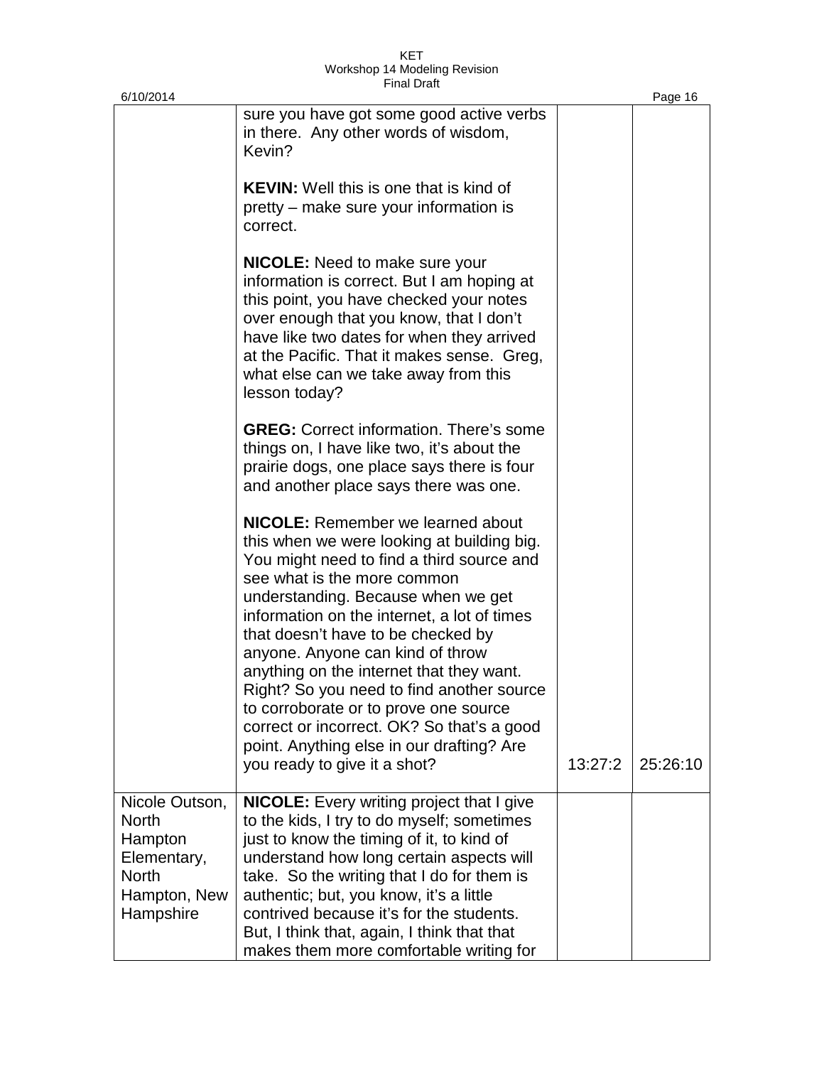| | | | |
|---|---|---|---|
| | sure you have got some good active verbs in there. Any other words of wisdom, Kevin?<br><br>**KEVIN:** Well this is one that is kind of pretty – make sure your information is correct.<br><br>**NICOLE:** Need to make sure your information is correct. But I am hoping at this point, you have checked your notes over enough that you know, that I don't have like two dates for when they arrived at the Pacific. That it makes sense. Greg, what else can we take away from this lesson today?<br><br>**GREG:** Correct information. There's some things on, I have like two, it's about the prairie dogs, one place says there is four and another place says there was one.<br><br>**NICOLE:** Remember we learned about this when we were looking at building big. You might need to find a third source and see what is the more common understanding. Because when we get information on the internet, a lot of times that doesn't have to be checked by anyone. Anyone can kind of throw anything on the internet that they want. Right? So you need to find another source to corroborate or to prove one source correct or incorrect. OK? So that's a good point. Anything else in our drafting? Are you ready to give it a shot? | 13:27:2 | 25:26:10 |
| Nicole Outson, North Hampton Elementary, North Hampton, New Hampshire | **NICOLE:** Every writing project that I give to the kids, I try to do myself; sometimes just to know the timing of it, to kind of understand how long certain aspects will take. So the writing that I do for them is authentic; but, you know, it's a little contrived because it's for the students. But, I think that, again, I think that that makes them more comfortable writing for | | |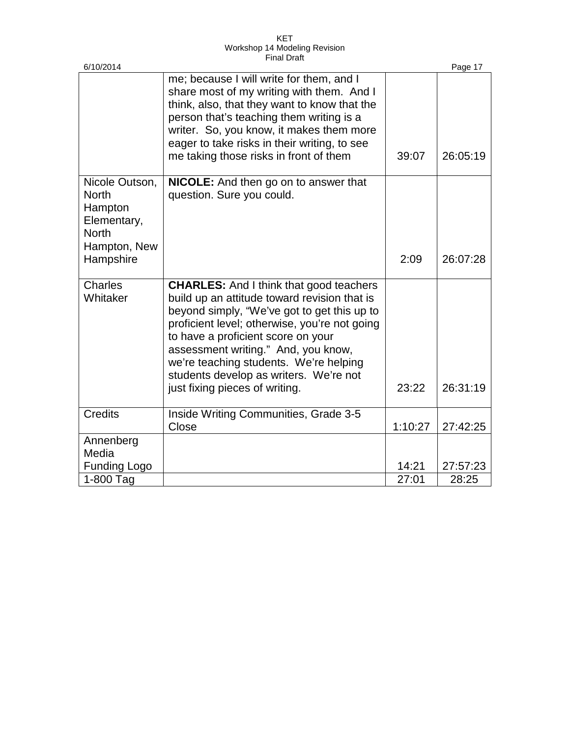| | | | |
|---|---|---|---|
| | me; because I will write for them, and I share most of my writing with them. And I think, also, that they want to know that the person that's teaching them writing is a writer. So, you know, it makes them more eager to take risks in their writing, to see me taking those risks in front of them | 39:07 | 26:05:19 |
| Nicole Outson, North Hampton Elementary, North Hampton, New Hampshire | **NICOLE:** And then go on to answer that question. Sure you could. | 2:09 | 26:07:28 |
| Charles Whitaker | **CHARLES:** And I think that good teachers build up an attitude toward revision that is beyond simply, "We've got to get this up to proficient level; otherwise, you're not going to have a proficient score on your assessment writing." And, you know, we're teaching students. We're helping students develop as writers. We're not just fixing pieces of writing. | 23:22 | 26:31:19 |
| Credits | Inside Writing Communities, Grade 3-5 Close | 1:10:27 | 27:42:25 |
| Annenberg Media Funding Logo | | 14:21 | 27:57:23 |
| 1-800 Tag | | 27:01 | 28:25 |